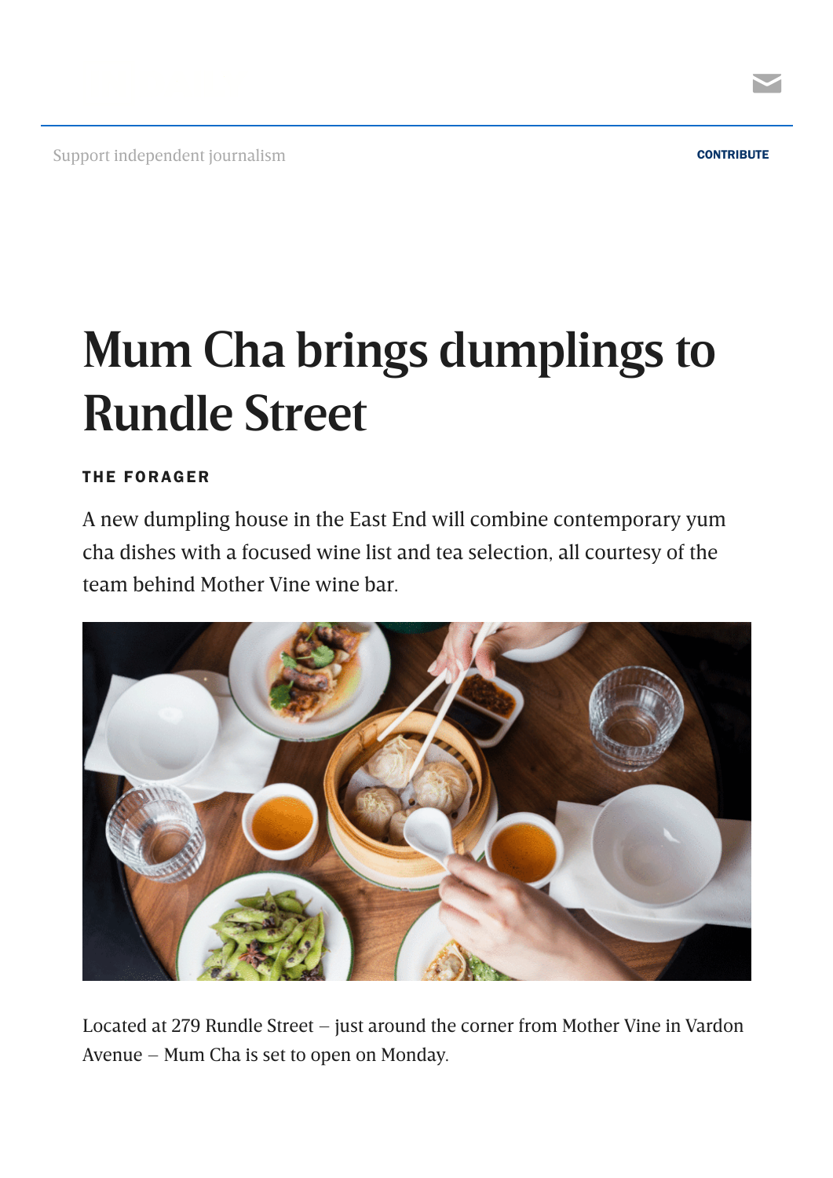Support independent journalism

CONTRIBUTE

# Mum Cha brings dumplings to Rundle Street

**THE FORAGER**

A new dumpling house in the East End will combine contemporary yum cha dishes with a focused wine list and tea selection, all courtesy of the team behind Mother Vine wine bar.

Located at 279 Rundle Street – just around the corner from Mother Vine in Vardon Avenue – Mum Cha is set to open on Monday.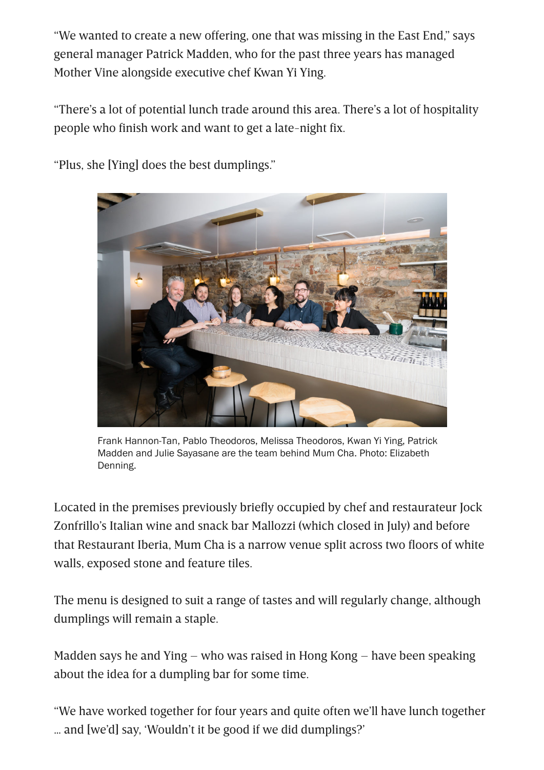"We wanted to create a new offering, one that was missing in the East End," says general manager Patrick Madden, who for the past three years has managed Mother Vine alongside executive chef Kwan Yi Ying.

"There's a lot of potential lunch trade around this area. There's a lot of hospitality people who finish work and want to get a late-night fix.

"Plus, she [Ying] does the best dumplings."

Frank Hannon-Tan, Pablo Theodoros, Melissa Theodoros, Kwan Yi Ying, Patrick Madden and Julie Sayasane are the team behind Mum Cha. Photo: Elizabeth Denning.

Located in the premises previously briefly occupied by chef and restaurateur Jock Zonfrillo's Italian wine and snack bar Mallozzi (which closed in July) and before that Restaurant Iberia, Mum Cha is a narrow venue split across two floors of white walls, exposed stone and feature tiles.

The menu is designed to suit a range of tastes and will regularly change, although dumplings will remain a staple.

Madden says he and Ying – who was raised in Hong Kong – have been speaking about the idea for a dumpling bar for some time.

"We have worked together for four years and quite often we'll have lunch together ... and [we'd] say, 'Wouldn't it be good if we did dumplings?'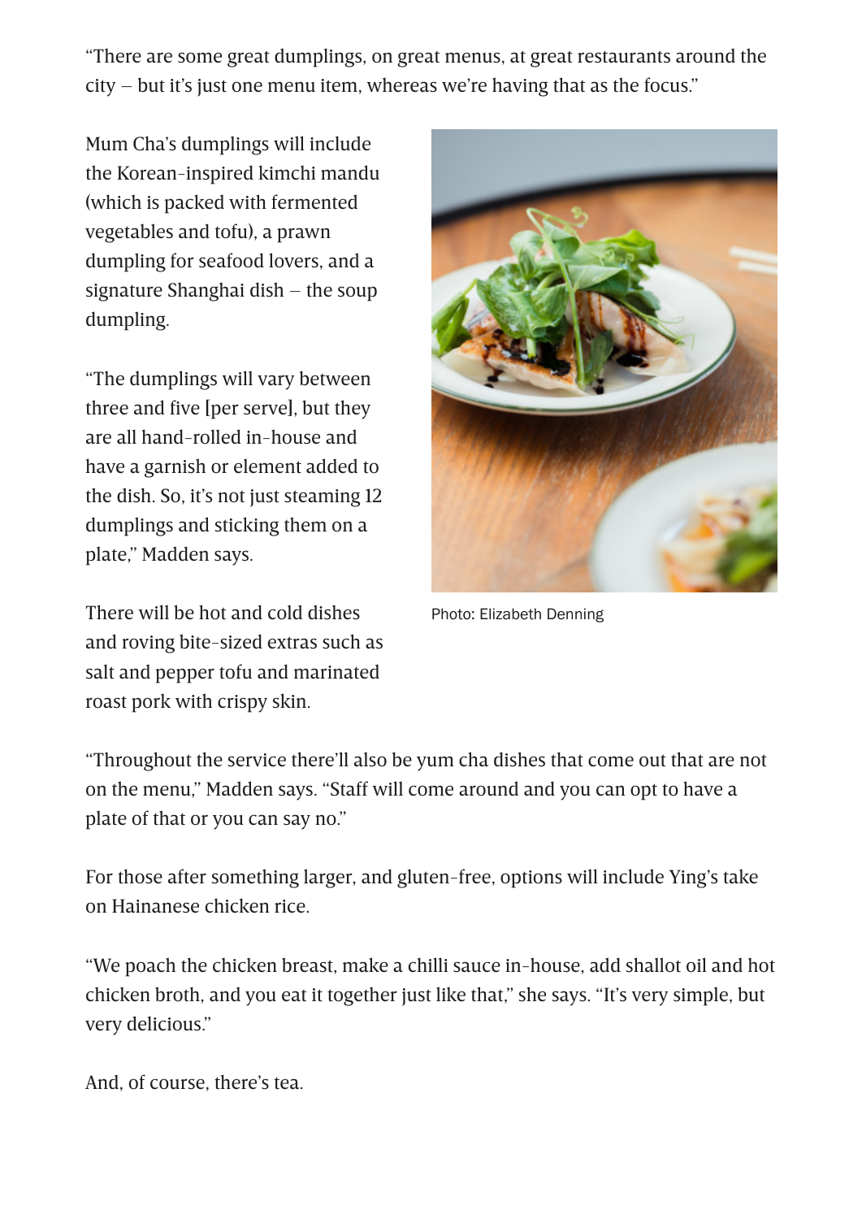"There are some great dumplings, on great menus, at great restaurants around the city – but it's just one menu item, whereas we're having that as the focus."

Mum Cha's dumplings will include the Korean-inspired kimchi mandu (which is packed with fermented vegetables and tofu), a prawn dumpling for seafood lovers, and a signature Shanghai dish – the soup dumpling.

"The dumplings will vary between three and five [per serve], but they are all hand-rolled in-house and have a garnish or element added to the dish. So, it's not just steaming 12 dumplings and sticking them on a plate," Madden says.

Photo: Elizabeth Denning

There will be hot and cold dishes and roving bite-sized extras such as salt and pepper tofu and marinated roast pork with crispy skin.

"Throughout the service there'll also be yum cha dishes that come out that are not on the menu," Madden says. "Staff will come around and you can opt to have a plate of that or you can say no."

For those after something larger, and gluten-free, options will include Ying's take on Hainanese chicken rice.

"We poach the chicken breast, make a chilli sauce in-house, add shallot oil and hot chicken broth, and you eat it together just like that," she says. "It's very simple, but very delicious."

And, of course, there's tea.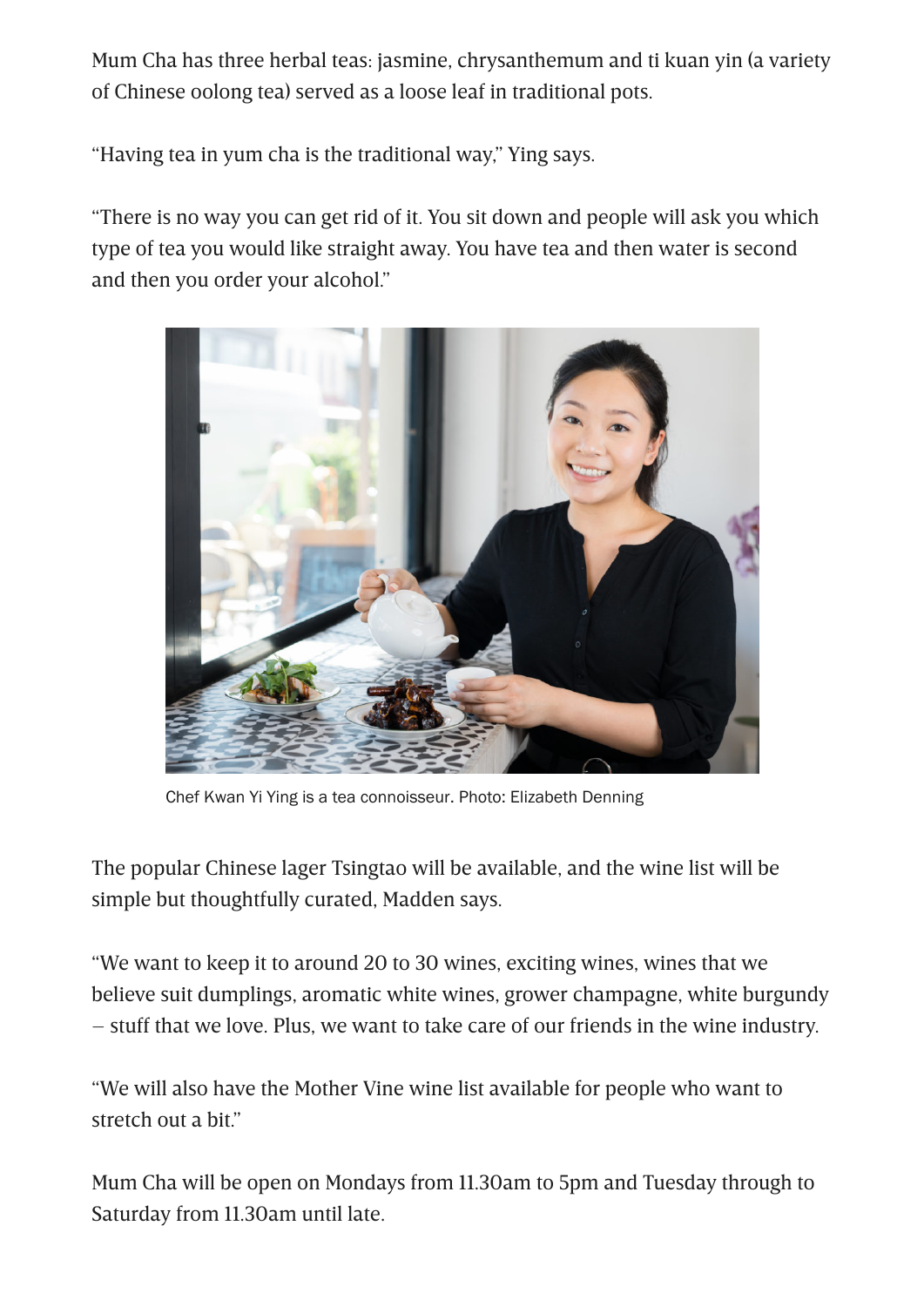Mum Cha has three herbal teas: jasmine, chrysanthemum and ti kuan yin (a variety of Chinese oolong tea) served as a loose leaf in traditional pots.

“Having tea in yum cha is the traditional way,” Ying says.

“There is no way you can get rid of it. You sit down and people will ask you which type of tea you would like straight away. You have tea and then water is second and then you order your alcohol.”

Chef Kwan Yi Ying is a tea connoisseur. Photo: Elizabeth Denning

The popular Chinese lager Tsingtao will be available, and the wine list will be simple but thoughtfully curated, Madden says.

“We want to keep it to around 20 to 30 wines, exciting wines, wines that we believe suit dumplings, aromatic white wines, grower champagne, white burgundy – stuff that we love. Plus, we want to take care of our friends in the wine industry.

“We will also have the Mother Vine wine list available for people who want to stretch out a bit.”

Mum Cha will be open on Mondays from 11.30am to 5pm and Tuesday through to Saturday from 11.30am until late.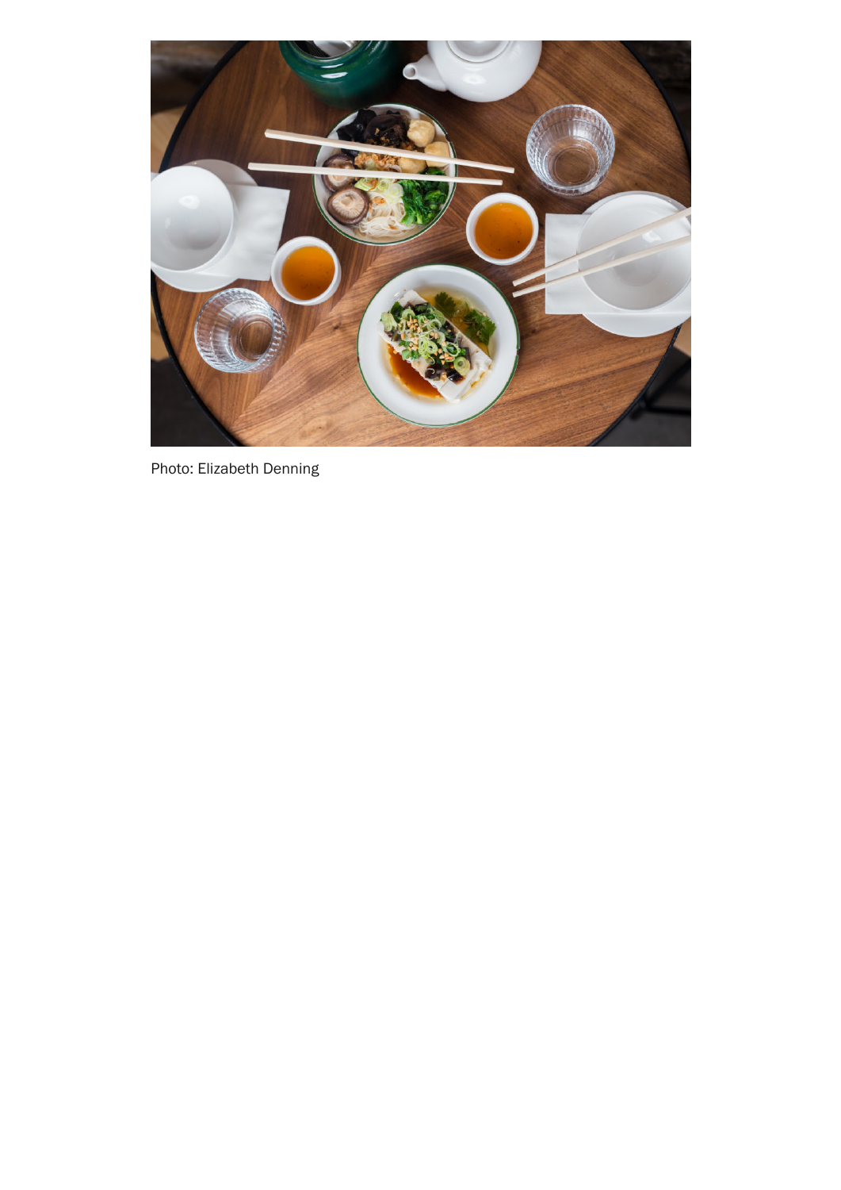Photo: Elizabeth Denning